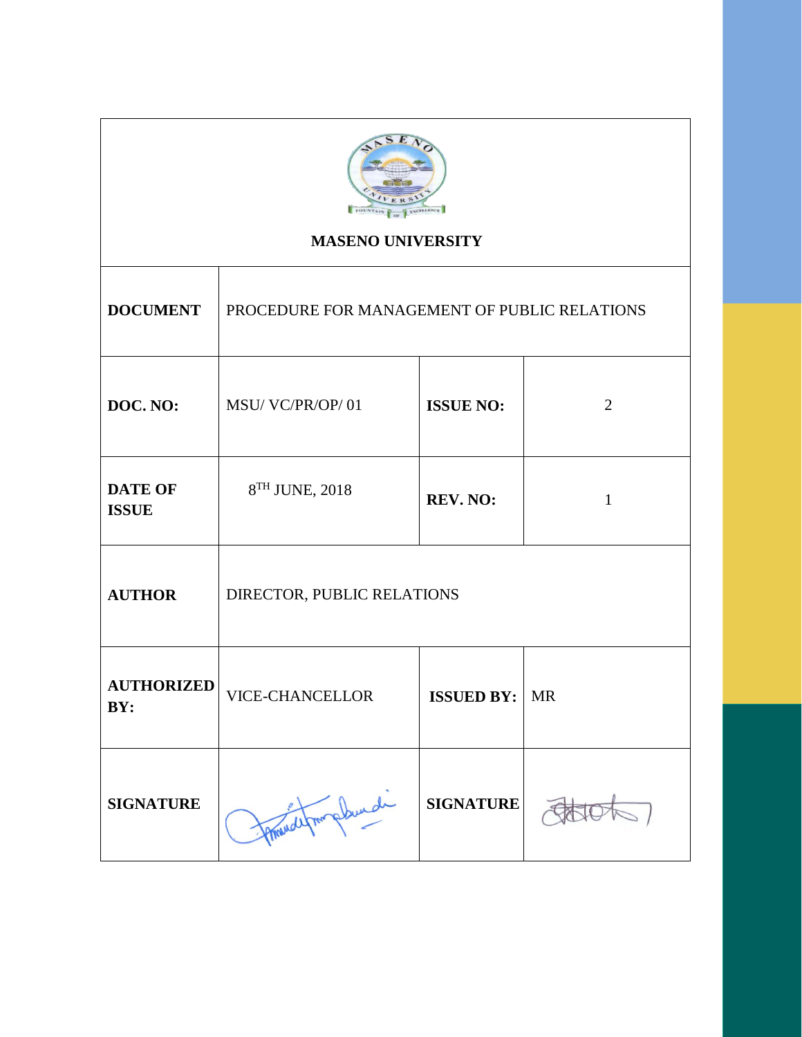# MASENO UNIVERSITY

| | | | |
|---|---|---|---|
| **DOCUMENT** | PROCEDURE FOR MANAGEMENT OF PUBLIC RELATIONS | | |
| **DOC. NO:** | MSU/ VC/PR/OP/ 01 | **ISSUE NO:** | 2 |
| **DATE OF ISSUE** | 8TH JUNE, 2018 | **REV. NO:** | 1 |
| **AUTHOR** | DIRECTOR, PUBLIC RELATIONS | | |
| **AUTHORIZED BY:** | VICE-CHANCELLOR | **ISSUED BY:** | MR |
| **SIGNATURE** | | **SIGNATURE** | |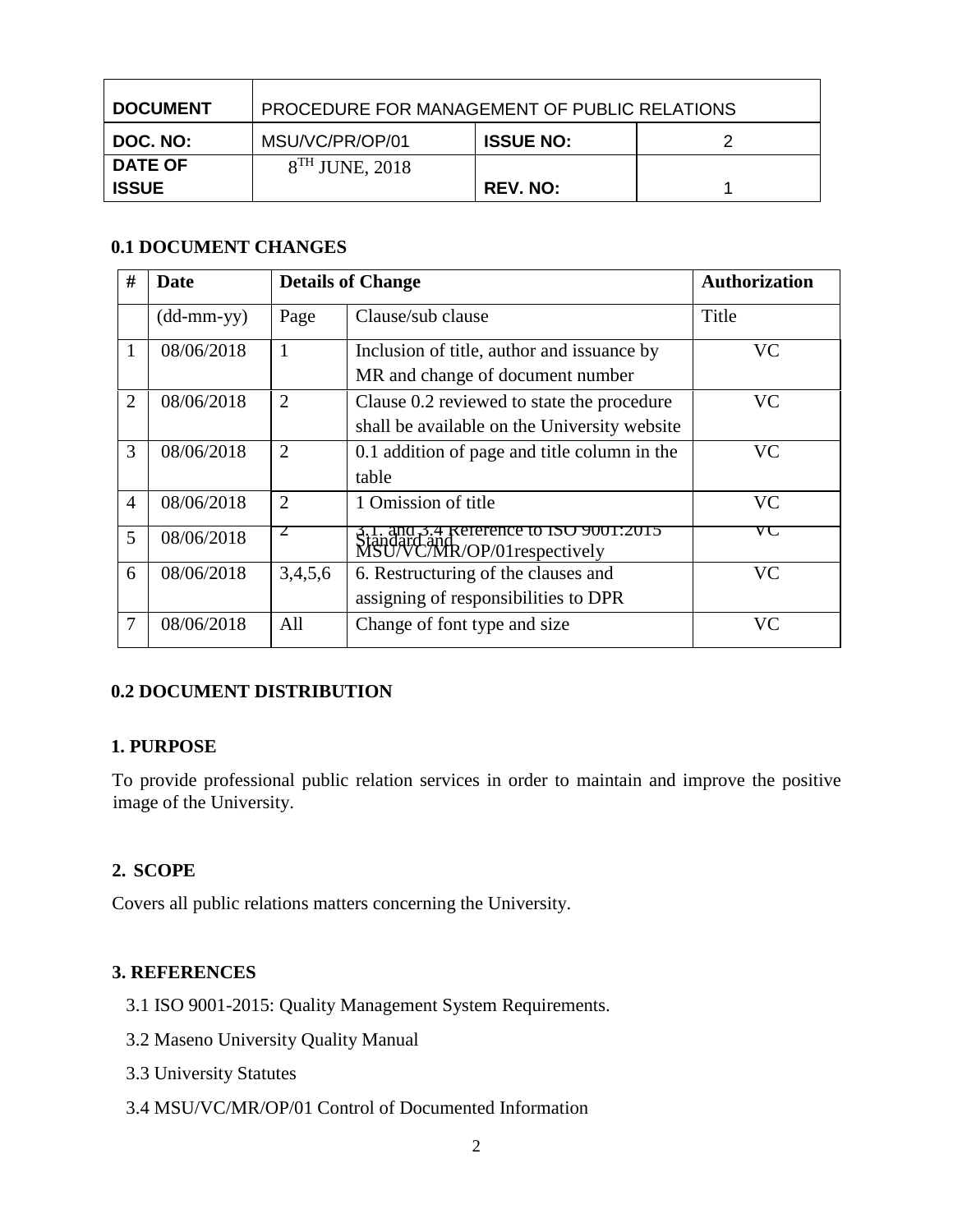| DOCUMENT | PROCEDURE FOR MANAGEMENT OF PUBLIC RELATIONS | | |
|---|---|---|---|
| DOC. NO: | MSU/VC/PR/OP/01 | ISSUE NO: | 2 |
| DATE OF ISSUE | 8TH JUNE, 2018 | REV. NO: | 1 |

## 0.1 DOCUMENT CHANGES

| # | Date | Details of Change | | Authorization |
|---|---|---|---|---|
| | (dd-mm-yy) | Page | Clause/sub clause | Title |
| 1 | 08/06/2018 | 1 | Inclusion of title, author and issuance by MR and change of document number | VC |
| 2 | 08/06/2018 | 2 | Clause 0.2 reviewed to state the procedure shall be available on the University website | VC |
| 3 | 08/06/2018 | 2 | 0.1 addition of page and title column in the table | VC |
| 4 | 08/06/2018 | 2 | 1 Omission of title | VC |
| 5 | 08/06/2018 | 2 | 3.1. and 3.4 Reference to ISO 9001:2015 Standard and MSU/VC/MR/OP/01respectively | VC |
| 6 | 08/06/2018 | 3,4,5,6 | 6. Restructuring of the clauses and assigning of responsibilities to DPR | VC |
| 7 | 08/06/2018 | All | Change of font type and size | VC |

## 0.2 DOCUMENT DISTRIBUTION

## 1. PURPOSE

To provide professional public relation services in order to maintain and improve the positive image of the University.

## 2. SCOPE

Covers all public relations matters concerning the University.

## 3. REFERENCES

3.1 ISO 9001-2015: Quality Management System Requirements.

3.2 Maseno University Quality Manual

3.3 University Statutes

3.4 MSU/VC/MR/OP/01 Control of Documented Information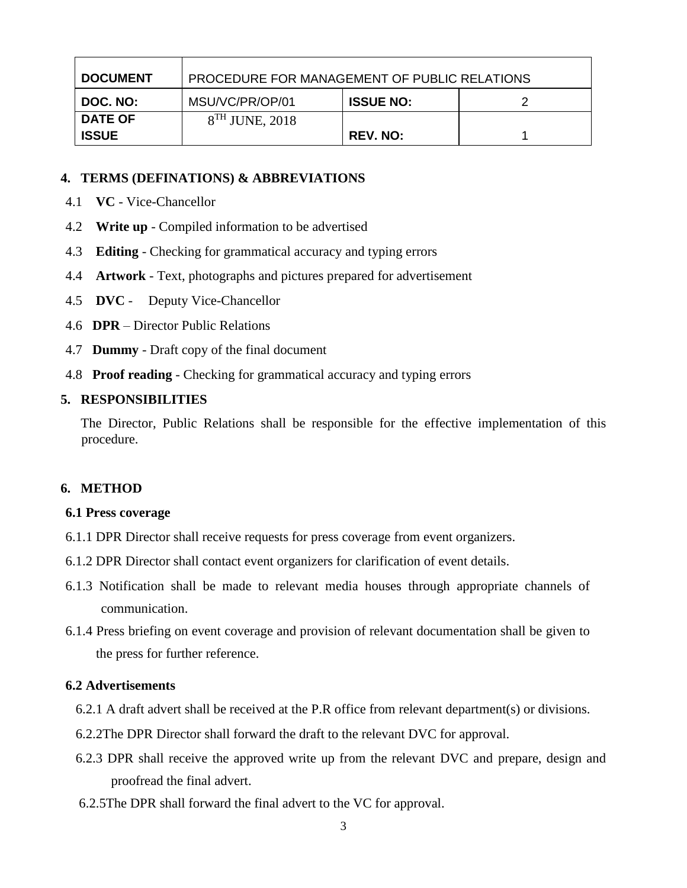| DOCUMENT | PROCEDURE FOR MANAGEMENT OF PUBLIC RELATIONS | | |
|---|---|---|---|
| DOC. NO: | MSU/VC/PR/OP/01 | ISSUE NO: | 2 |
| DATE OF ISSUE | 8TH JUNE, 2018 | REV. NO: | 1 |

## 4. TERMS (DEFINATIONS) & ABBREVIATIONS

4.1 **VC** - Vice-Chancellor

4.2 **Write up** - Compiled information to be advertised

4.3 **Editing** - Checking for grammatical accuracy and typing errors

4.4 **Artwork** - Text, photographs and pictures prepared for advertisement

4.5 **DVC** - Deputy Vice-Chancellor

4.6 **DPR** – Director Public Relations

4.7 **Dummy** - Draft copy of the final document

4.8 **Proof reading** - Checking for grammatical accuracy and typing errors

## 5. RESPONSIBILITIES

The Director, Public Relations shall be responsible for the effective implementation of this procedure.

## 6. METHOD

### 6.1 Press coverage

6.1.1 DPR Director shall receive requests for press coverage from event organizers.

6.1.2 DPR Director shall contact event organizers for clarification of event details.

6.1.3 Notification shall be made to relevant media houses through appropriate channels of communication.

6.1.4 Press briefing on event coverage and provision of relevant documentation shall be given to the press for further reference.

### 6.2 Advertisements

6.2.1 A draft advert shall be received at the P.R office from relevant department(s) or divisions.

6.2.2The DPR Director shall forward the draft to the relevant DVC for approval.

6.2.3 DPR shall receive the approved write up from the relevant DVC and prepare, design and proofread the final advert.

6.2.5The DPR shall forward the final advert to the VC for approval.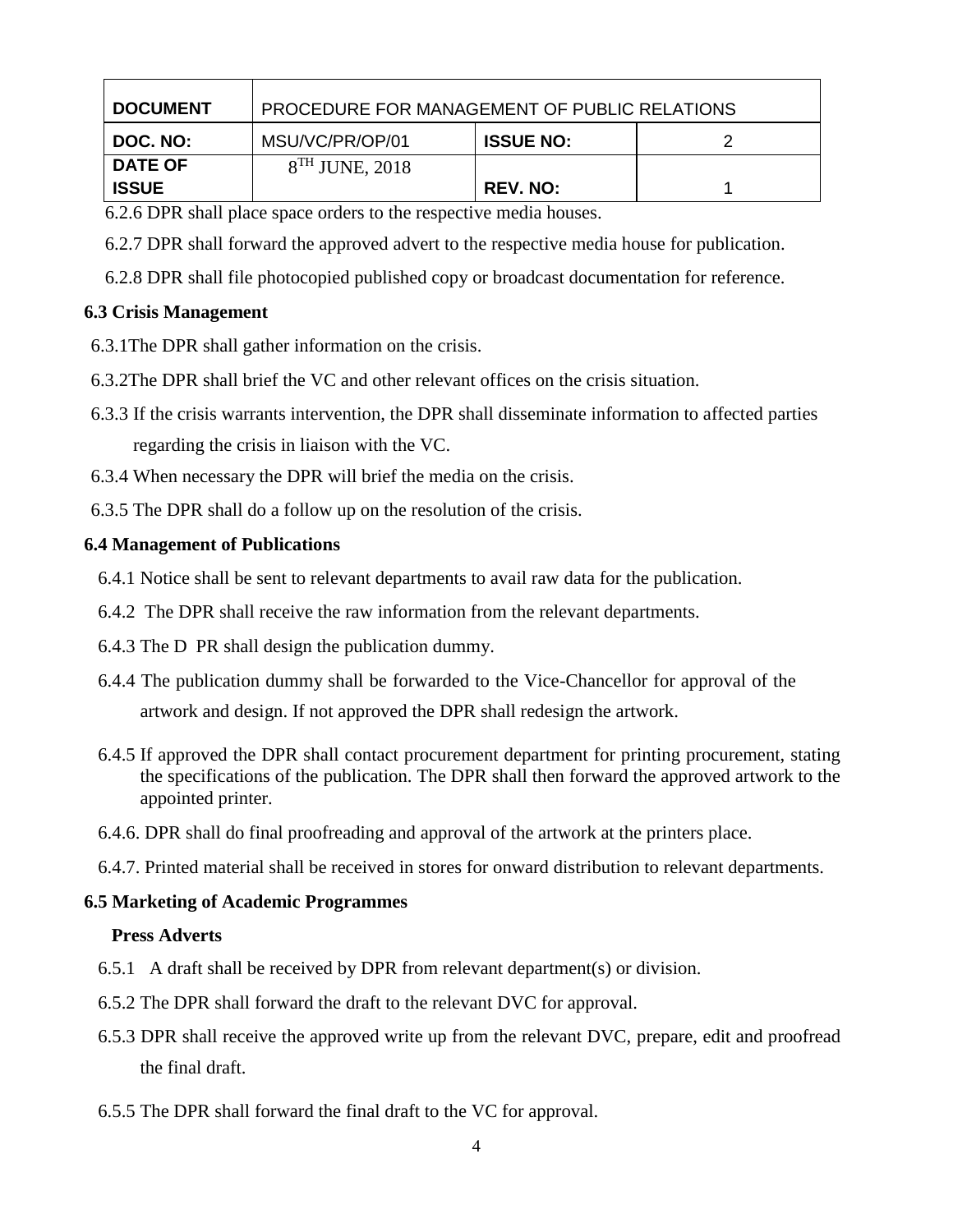| DOCUMENT | PROCEDURE FOR MANAGEMENT OF PUBLIC RELATIONS | | |
|---|---|---|---|
| DOC. NO: | MSU/VC/PR/OP/01 | ISSUE NO: | 2 |
| DATE OF ISSUE | 8TH JUNE, 2018 | REV. NO: | 1 |

6.2.6 DPR shall place space orders to the respective media houses.

6.2.7 DPR shall forward the approved advert to the respective media house for publication.

6.2.8 DPR shall file photocopied published copy or broadcast documentation for reference.

**6.3 Crisis Management**

6.3.1The DPR shall gather information on the crisis.

6.3.2The DPR shall brief the VC and other relevant offices on the crisis situation.

6.3.3 If the crisis warrants intervention, the DPR shall disseminate information to affected parties regarding the crisis in liaison with the VC.

6.3.4 When necessary the DPR will brief the media on the crisis.

6.3.5 The DPR shall do a follow up on the resolution of the crisis.

**6.4 Management of Publications**

6.4.1 Notice shall be sent to relevant departments to avail raw data for the publication.

6.4.2 The DPR shall receive the raw information from the relevant departments.

6.4.3 The D PR shall design the publication dummy.

6.4.4 The publication dummy shall be forwarded to the Vice-Chancellor for approval of the artwork and design. If not approved the DPR shall redesign the artwork.

6.4.5 If approved the DPR shall contact procurement department for printing procurement, stating the specifications of the publication. The DPR shall then forward the approved artwork to the appointed printer.

6.4.6. DPR shall do final proofreading and approval of the artwork at the printers place.

6.4.7. Printed material shall be received in stores for onward distribution to relevant departments.

**6.5 Marketing of Academic Programmes**

**Press Adverts**

6.5.1 A draft shall be received by DPR from relevant department(s) or division.

6.5.2 The DPR shall forward the draft to the relevant DVC for approval.

6.5.3 DPR shall receive the approved write up from the relevant DVC, prepare, edit and proofread the final draft.

6.5.5 The DPR shall forward the final draft to the VC for approval.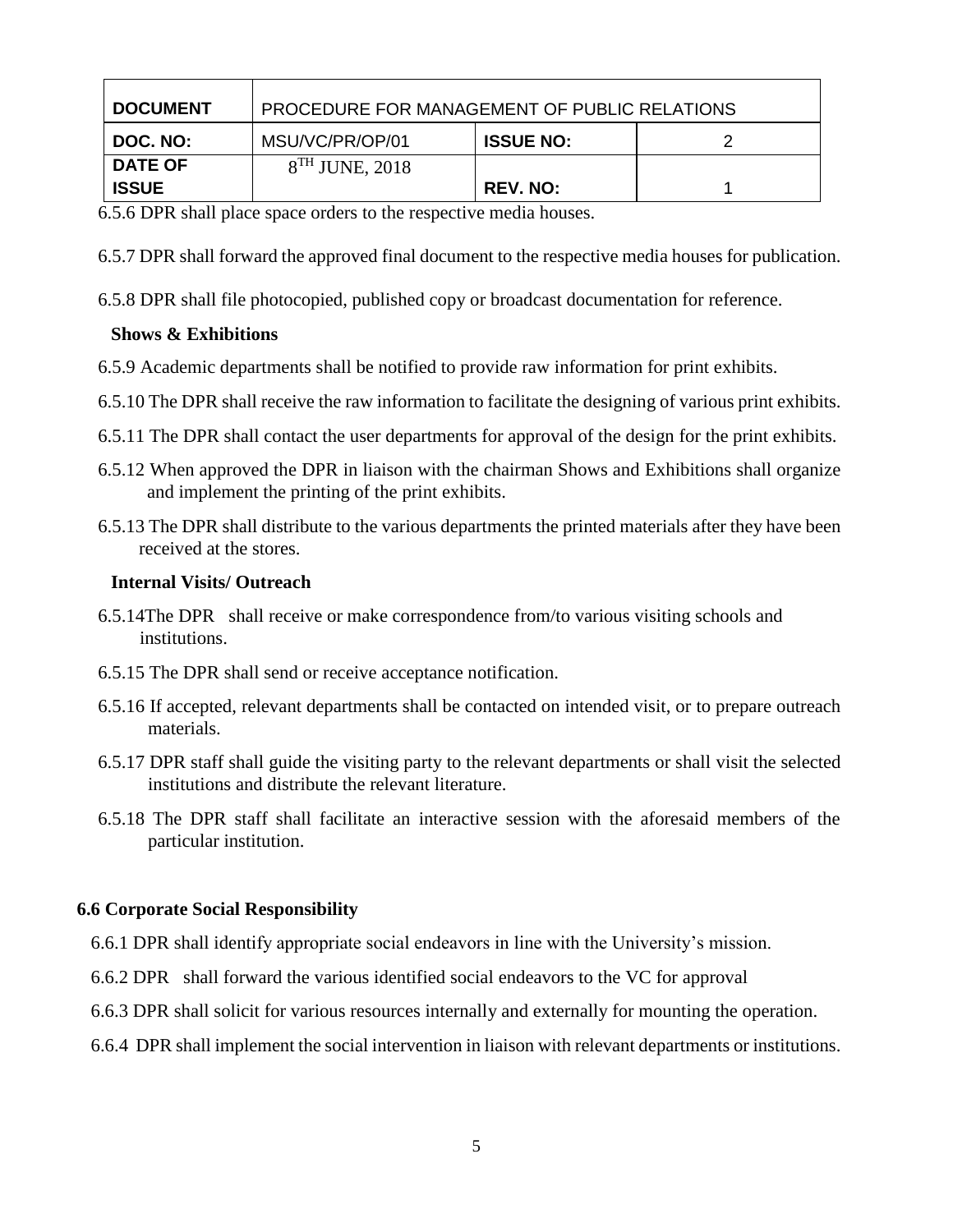6.5.6 DPR shall place space orders to the respective media houses.

6.5.7 DPR shall forward the approved final document to the respective media houses for publication.

6.5.8 DPR shall file photocopied, published copy or broadcast documentation for reference.

**Shows & Exhibitions**

6.5.9 Academic departments shall be notified to provide raw information for print exhibits.

6.5.10 The DPR shall receive the raw information to facilitate the designing of various print exhibits.

6.5.11 The DPR shall contact the user departments for approval of the design for the print exhibits.

6.5.12 When approved the DPR in liaison with the chairman Shows and Exhibitions shall organize and implement the printing of the print exhibits.

6.5.13 The DPR shall distribute to the various departments the printed materials after they have been received at the stores.

**Internal Visits/ Outreach**

6.5.14The DPR shall receive or make correspondence from/to various visiting schools and institutions.

6.5.15 The DPR shall send or receive acceptance notification.

6.5.16 If accepted, relevant departments shall be contacted on intended visit, or to prepare outreach materials.

6.5.17 DPR staff shall guide the visiting party to the relevant departments or shall visit the selected institutions and distribute the relevant literature.

6.5.18 The DPR staff shall facilitate an interactive session with the aforesaid members of the particular institution.

**6.6 Corporate Social Responsibility**

6.6.1 DPR shall identify appropriate social endeavors in line with the University's mission.

6.6.2 DPR shall forward the various identified social endeavors to the VC for approval

6.6.3 DPR shall solicit for various resources internally and externally for mounting the operation.

6.6.4 DPR shall implement the social intervention in liaison with relevant departments or institutions.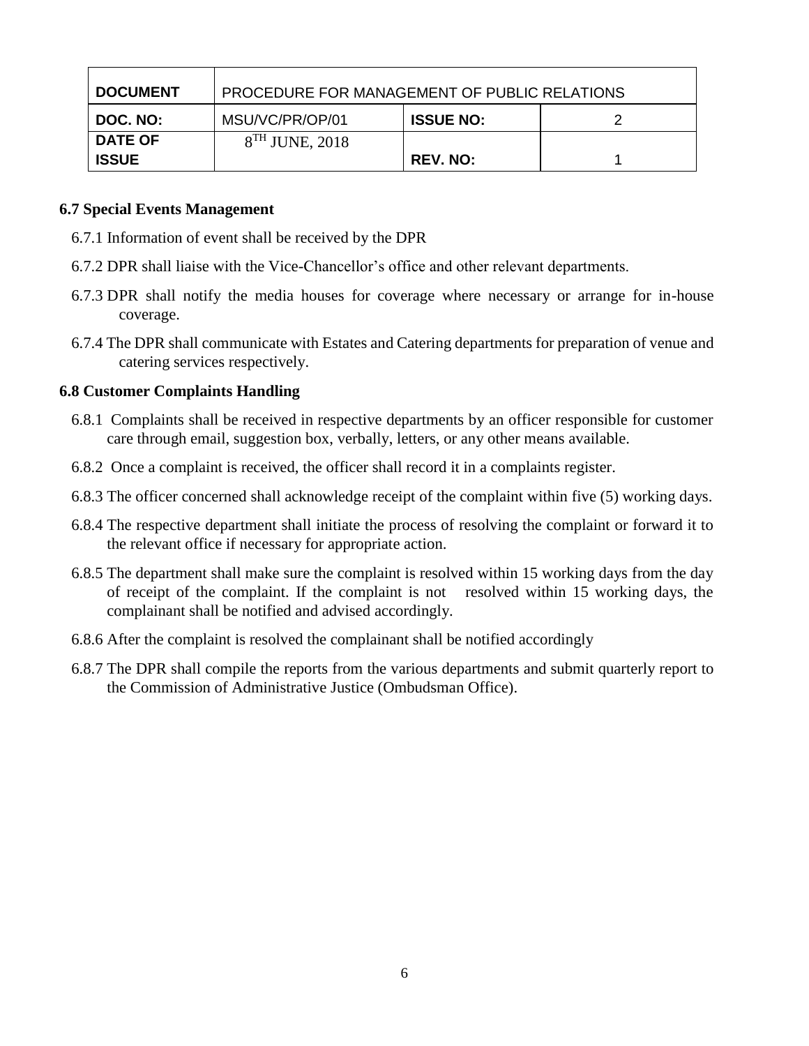| | | | |
|---|---|---|---|
| **DOCUMENT** | PROCEDURE FOR MANAGEMENT OF PUBLIC RELATIONS | | |
| **DOC. NO:** | MSU/VC/PR/OP/01 | **ISSUE NO:** | 2 |
| **DATE OF ISSUE** | 8$^{TH}$ JUNE, 2018 | **REV. NO:** | 1 |

### 6.7 Special Events Management

6.7.1 Information of event shall be received by the DPR

6.7.2 DPR shall liaise with the Vice-Chancellor's office and other relevant departments.

6.7.3 DPR shall notify the media houses for coverage where necessary or arrange for in-house coverage.

6.7.4 The DPR shall communicate with Estates and Catering departments for preparation of venue and catering services respectively.

### 6.8 Customer Complaints Handling

6.8.1 Complaints shall be received in respective departments by an officer responsible for customer care through email, suggestion box, verbally, letters, or any other means available.

6.8.2 Once a complaint is received, the officer shall record it in a complaints register.

6.8.3 The officer concerned shall acknowledge receipt of the complaint within five (5) working days.

6.8.4 The respective department shall initiate the process of resolving the complaint or forward it to the relevant office if necessary for appropriate action.

6.8.5 The department shall make sure the complaint is resolved within 15 working days from the day of receipt of the complaint. If the complaint is not resolved within 15 working days, the complainant shall be notified and advised accordingly.

6.8.6 After the complaint is resolved the complainant shall be notified accordingly

6.8.7 The DPR shall compile the reports from the various departments and submit quarterly report to the Commission of Administrative Justice (Ombudsman Office).